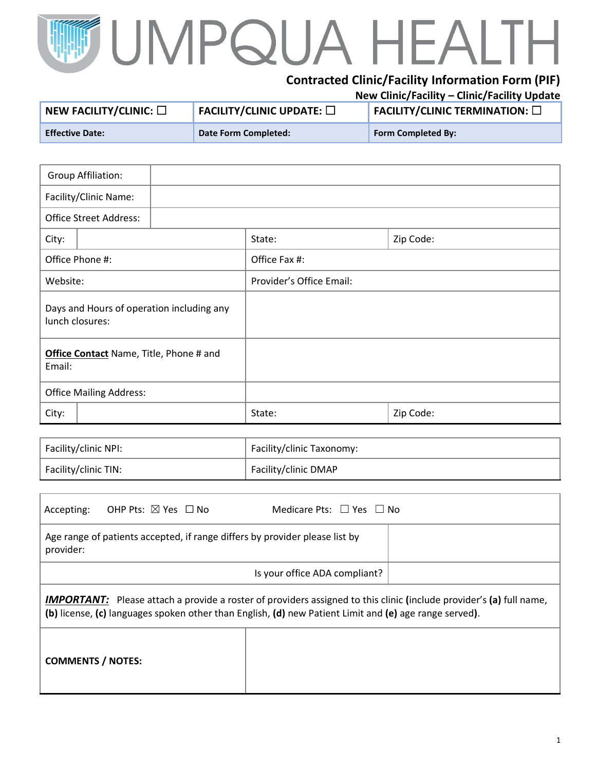# UMPQUA HEALTH

## Contracted Clinic/Facility Information Form (PIF)

**New Clinic/Facility – Clinic/Facility Update**

| NEW FACILITY/CLINIC: ☐ | FACILITY/CLINIC UPDATE: ☐ | FACILITY/CLINIC TERMINATION: ☐ |
|---|---|---|
| **Effective Date:** | **Date Form Completed:** | **Form Completed By:** |

| | | |
|---|---|---|
| Group Affiliation: | | |
| Facility/Clinic Name: | | |
| Office Street Address: | | |
| City: | State: | Zip Code: |
| Office Phone #: | Office Fax #: | |
| Website: | Provider's Office Email: | |
| Days and Hours of operation including any lunch closures: | | |
| **Office Contact** Name, Title, Phone # and Email: | | |
| Office Mailing Address: | | |
| City: | State: | Zip Code: |

| | |
|---|---|
| Facility/clinic NPI: | Facility/clinic Taxonomy: |
| Facility/clinic TIN: | Facility/clinic DMAP |

| | |
|---|---|
| Accepting: OHP Pts: ☒ Yes ☐ No Medicare Pts: ☐ Yes ☐ No | |
| Age range of patients accepted, if range differs by provider please list by provider: | |
| Is your office ADA compliant? | |

***IMPORTANT:*** Please attach a provide a roster of providers assigned to this clinic **(**include provider's **(a)** full name, **(b)** license, **(c)** languages spoken other than English, **(d)** new Patient Limit and **(e)** age range served**)**.

| | |
|---|---|
| **COMMENTS / NOTES:** | |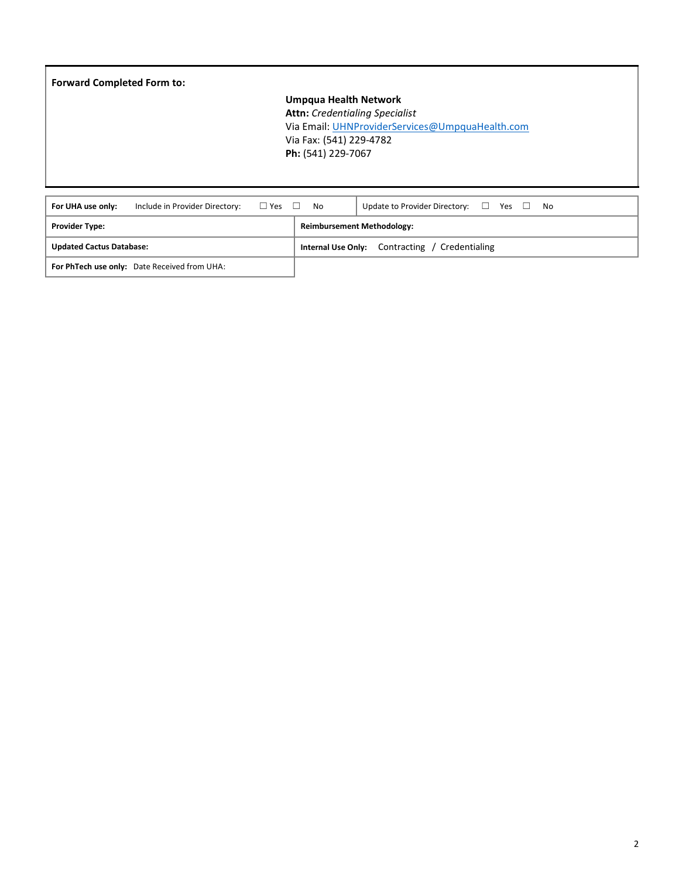**Forward Completed Form to:**

**Umpqua Health Network**
**Attn:** *Credentialing Specialist*
Via Email: UHNProviderServices@UmpquaHealth.com
Via Fax: (541) 229-4782
**Ph:** (541) 229-7067

| | |
|---|---|
| **For UHA use only:** Include in Provider Directory: ☐ Yes ☐ No | Update to Provider Directory: ☐ Yes ☐ No |
| **Provider Type:** | **Reimbursement Methodology:** |
| **Updated Cactus Database:** | **Internal Use Only:** Contracting / Credentialing |
| **For PhTech use only:** Date Received from UHA: | |